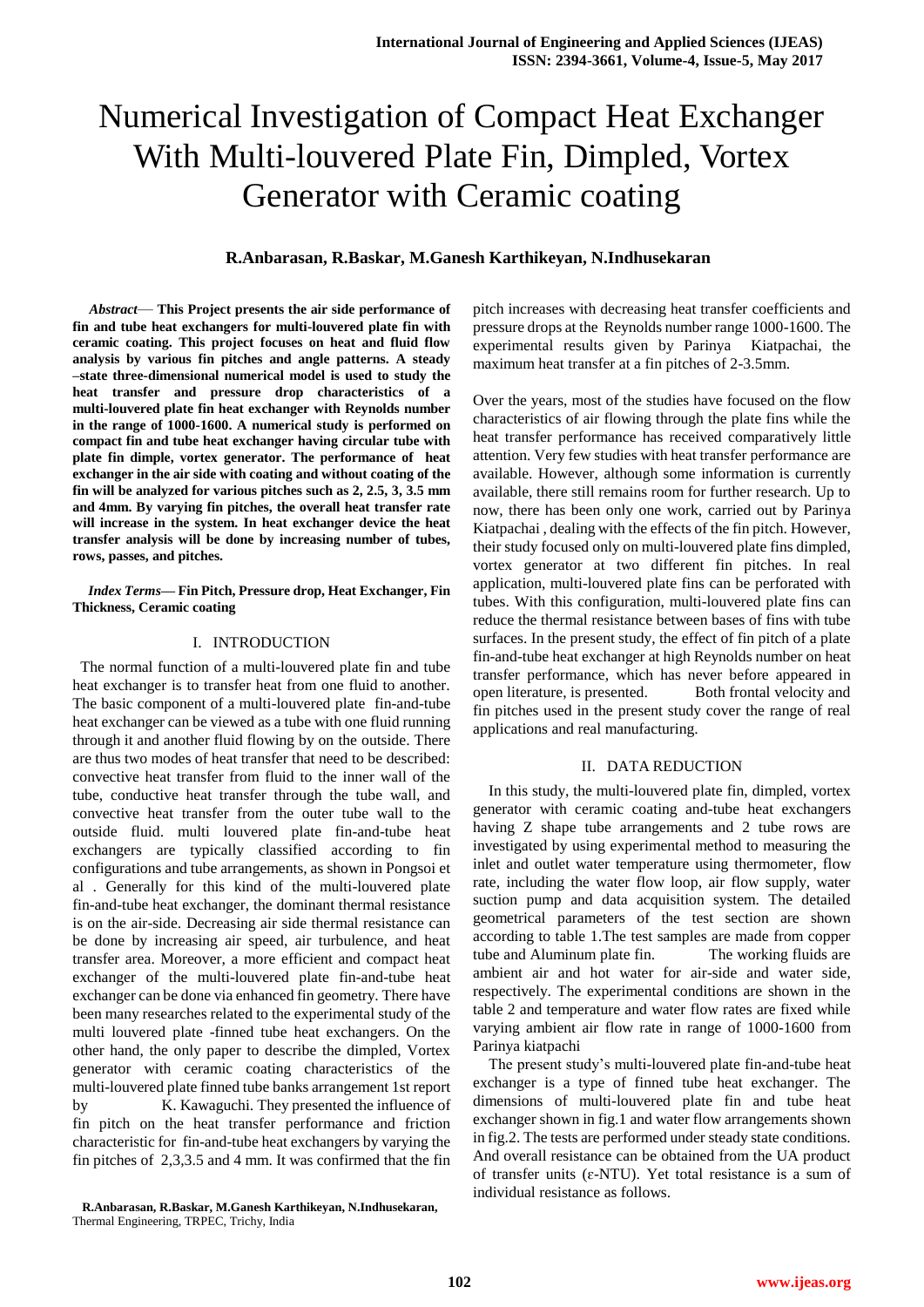# Numerical Investigation of Compact Heat Exchanger With Multi-louvered Plate Fin, Dimpled, Vortex Generator with Ceramic coating

**R.Anbarasan, R.Baskar, M.Ganesh Karthikeyan, N.Indhusekaran**

***Abstract*— This Project presents the air side performance of fin and tube heat exchangers for multi-louvered plate fin with ceramic coating. This project focuses on heat and fluid flow analysis by various fin pitches and angle patterns. A steady –state three-dimensional numerical model is used to study the heat transfer and pressure drop characteristics of a multi-louvered plate fin heat exchanger with Reynolds number in the range of 1000-1600. A numerical study is performed on compact fin and tube heat exchanger having circular tube with plate fin dimple, vortex generator. The performance of heat exchanger in the air side with coating and without coating of the fin will be analyzed for various pitches such as 2, 2.5, 3, 3.5 mm and 4mm. By varying fin pitches, the overall heat transfer rate will increase in the system. In heat exchanger device the heat transfer analysis will be done by increasing number of tubes, rows, passes, and pitches.**

***Index Terms*— Fin Pitch, Pressure drop, Heat Exchanger, Fin Thickness, Ceramic coating**

## I. INTRODUCTION

The normal function of a multi-louvered plate fin and tube heat exchanger is to transfer heat from one fluid to another. The basic component of a multi-louvered plate fin-and-tube heat exchanger can be viewed as a tube with one fluid running through it and another fluid flowing by on the outside. There are thus two modes of heat transfer that need to be described: convective heat transfer from fluid to the inner wall of the tube, conductive heat transfer through the tube wall, and convective heat transfer from the outer tube wall to the outside fluid. multi louvered plate fin-and-tube heat exchangers are typically classified according to fin configurations and tube arrangements, as shown in Pongsoi et al . Generally for this kind of the multi-louvered plate fin-and-tube heat exchanger, the dominant thermal resistance is on the air-side. Decreasing air side thermal resistance can be done by increasing air speed, air turbulence, and heat transfer area. Moreover, a more efficient and compact heat exchanger of the multi-louvered plate fin-and-tube heat exchanger can be done via enhanced fin geometry. There have been many researches related to the experimental study of the multi louvered plate -finned tube heat exchangers. On the other hand, the only paper to describe the dimpled, Vortex generator with ceramic coating characteristics of the multi-louvered plate finned tube banks arrangement 1st report by K. Kawaguchi. They presented the influence of fin pitch on the heat transfer performance and friction characteristic for fin-and-tube heat exchangers by varying the fin pitches of 2,3,3.5 and 4 mm. It was confirmed that the fin pitch increases with decreasing heat transfer coefficients and pressure drops at the Reynolds number range 1000-1600. The experimental results given by Parinya Kiatpachai, the maximum heat transfer at a fin pitches of 2-3.5mm.

Over the years, most of the studies have focused on the flow characteristics of air flowing through the plate fins while the heat transfer performance has received comparatively little attention. Very few studies with heat transfer performance are available. However, although some information is currently available, there still remains room for further research. Up to now, there has been only one work, carried out by Parinya Kiatpachai , dealing with the effects of the fin pitch. However, their study focused only on multi-louvered plate fins dimpled, vortex generator at two different fin pitches. In real application, multi-louvered plate fins can be perforated with tubes. With this configuration, multi-louvered plate fins can reduce the thermal resistance between bases of fins with tube surfaces. In the present study, the effect of fin pitch of a plate fin-and-tube heat exchanger at high Reynolds number on heat transfer performance, which has never before appeared in open literature, is presented. Both frontal velocity and fin pitches used in the present study cover the range of real applications and real manufacturing.

## II. DATA REDUCTION

In this study, the multi-louvered plate fin, dimpled, vortex generator with ceramic coating and-tube heat exchangers having Z shape tube arrangements and 2 tube rows are investigated by using experimental method to measuring the inlet and outlet water temperature using thermometer, flow rate, including the water flow loop, air flow supply, water suction pump and data acquisition system. The detailed geometrical parameters of the test section are shown according to table 1.The test samples are made from copper tube and Aluminum plate fin. The working fluids are ambient air and hot water for air-side and water side, respectively. The experimental conditions are shown in the table 2 and temperature and water flow rates are fixed while varying ambient air flow rate in range of 1000-1600 from Parinya kiatpachi

The present study's multi-louvered plate fin-and-tube heat exchanger is a type of finned tube heat exchanger. The dimensions of multi-louvered plate fin and tube heat exchanger shown in fig.1 and water flow arrangements shown in fig.2. The tests are performed under steady state conditions. And overall resistance can be obtained from the UA product of transfer units (ε-NTU). Yet total resistance is a sum of individual resistance as follows.

**R.Anbarasan, R.Baskar, M.Ganesh Karthikeyan, N.Indhusekaran,** Thermal Engineering, TRPEC, Trichy, India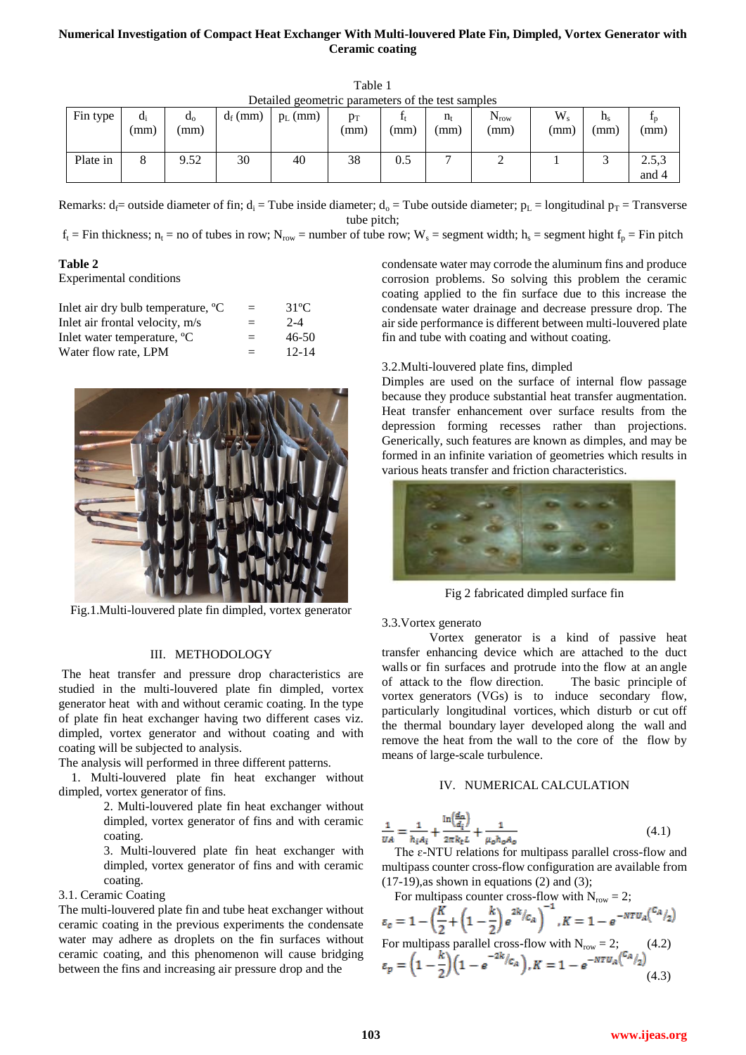**Numerical Investigation of Compact Heat Exchanger With Multi-louvered Plate Fin, Dimpled, Vortex Generator with Ceramic coating**

Table 1
Detailed geometric parameters of the test samples

| Fin type | $d_i$ (mm) | $d_o$ (mm) | $d_f$ (mm) | $p_L$ (mm) | $p_T$ (mm) | $f_t$ (mm) | $n_t$ (mm) | $N_{row}$ (mm) | $W_s$ (mm) | $h_s$ (mm) | $f_p$ (mm) |
|---|---|---|---|---|---|---|---|---|---|---|---|
| Plate in | 8 | 9.52 | 30 | 40 | 38 | 0.5 | 7 | 2 | 1 | 3 | 2.5,3 and 4 |

Remarks: $d_f$= outside diameter of fin; $d_i$ = Tube inside diameter; $d_o$ = Tube outside diameter; $p_L$ = longitudinal $p_T$ = Transverse tube pitch;
$f_t$ = Fin thickness; $n_t$ = no of tubes in row; $N_{row}$ = number of tube row; $W_s$ = segment width; $h_s$ = segment hight $f_p$ = Fin pitch

**Table 2**
Experimental conditions

| | | |
|---|---|---|
| Inlet air dry bulb temperature, ºC | = | 31ºC |
| Inlet air frontal velocity, m/s | = | 2-4 |
| Inlet water temperature, ºC | = | 46-50 |
| Water flow rate, LPM | = | 12-14 |

Fig.1.Multi-louvered plate fin dimpled, vortex generator

## III. METHODOLOGY

The heat transfer and pressure drop characteristics are studied in the multi-louvered plate fin dimpled, vortex generator heat with and without ceramic coating. In the type of plate fin heat exchanger having two different cases viz. dimpled, vortex generator and without coating and with coating will be subjected to analysis.

The analysis will performed in three different patterns.

1. Multi-louvered plate fin heat exchanger without dimpled, vortex generator of fins.
2. Multi-louvered plate fin heat exchanger without dimpled, vortex generator of fins and with ceramic coating.
3. Multi-louvered plate fin heat exchanger with dimpled, vortex generator of fins and with ceramic coating.

3.1. Ceramic Coating

The multi-louvered plate fin and tube heat exchanger without ceramic coating in the previous experiments the condensate water may adhere as droplets on the fin surfaces without ceramic coating, and this phenomenon will cause bridging between the fins and increasing air pressure drop and the condensate water may corrode the aluminum fins and produce corrosion problems. So solving this problem the ceramic coating applied to the fin surface due to this increase the condensate water drainage and decrease pressure drop. The air side performance is different between multi-louvered plate fin and tube with coating and without coating.

3.2.Multi-louvered plate fins, dimpled

Dimples are used on the surface of internal flow passage because they produce substantial heat transfer augmentation. Heat transfer enhancement over surface results from the depression forming recesses rather than projections. Generically, such features are known as dimples, and may be formed in an infinite variation of geometries which results in various heats transfer and friction characteristics.

Fig 2 fabricated dimpled surface fin

3.3.Vortex generato

Vortex generator is a kind of passive heat transfer enhancing device which are attached to the duct walls or fin surfaces and protrude into the flow at an angle of attack to the flow direction. The basic principle of vortex generators (VGs) is to induce secondary flow, particularly longitudinal vortices, which disturb or cut off the thermal boundary layer developed along the wall and remove the heat from the wall to the core of the flow by means of large-scale turbulence.

## IV. NUMERICAL CALCULATION

$$\frac{1}{UA} = \frac{1}{h_i A_i} + \frac{\ln\left(\frac{d_o}{d_i}\right)}{2\pi k_t L} + \frac{1}{\mu_o h_o A_o} \tag{4.1}$$

The ε-NTU relations for multipass parallel cross-flow and multipass counter cross-flow configuration are available from (17-19),as shown in equations (2) and (3);

For multipass counter cross-flow with $N_{row}$ = 2;

$$\varepsilon_c = 1 - \left(\frac{K}{2} + \left(1 - \frac{k}{2}\right)e^{2k/C_A}\right)^{-1}, K = 1 - e^{-NTU_A\left(C_A/2\right)}$$

For multipass parallel cross-flow with $N_{row}$ = 2; (4.2)

$$\varepsilon_p = \left(1 - \frac{k}{2}\right)\left(1 - e^{-2k/C_A}\right), K = 1 - e^{-NTU_A\left(C_A/2\right)} \tag{4.3}$$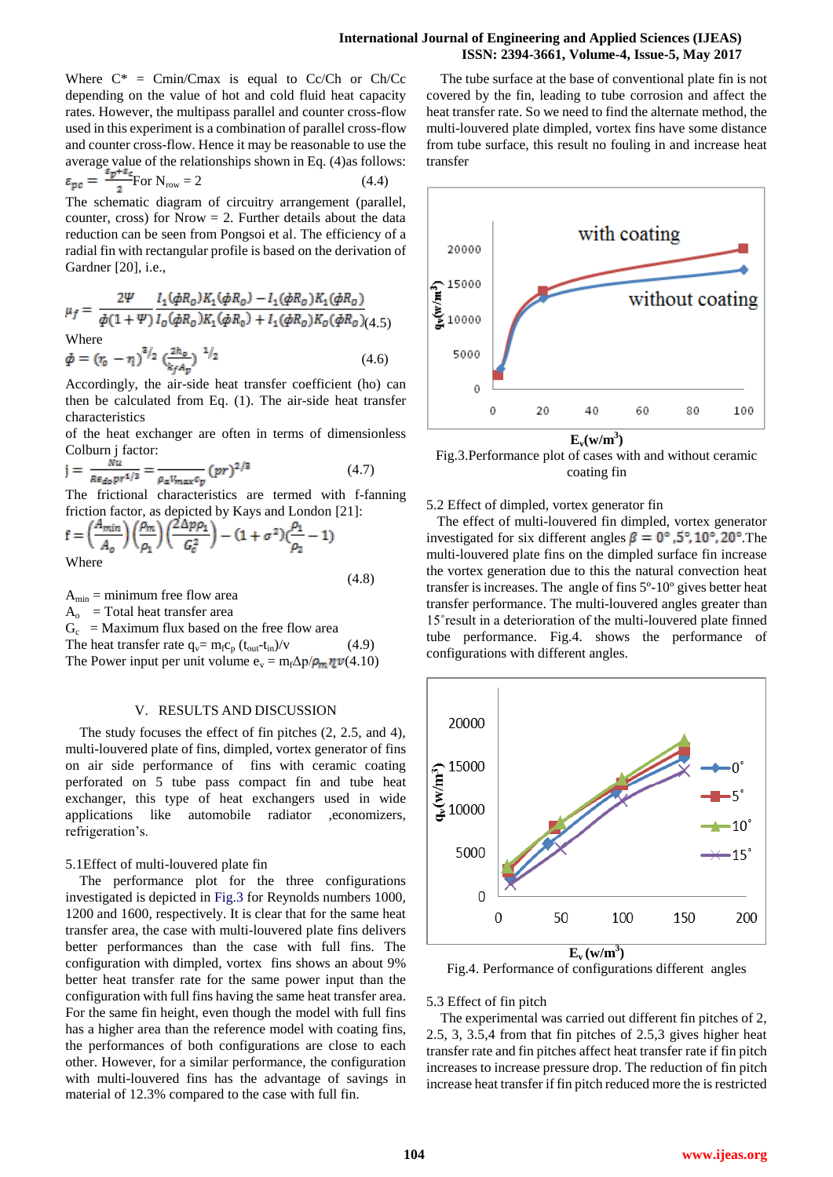Where $C^* = C_{min}/C_{max}$ is equal to Cc/Ch or Ch/Cc depending on the value of hot and cold fluid heat capacity rates. However, the multipass parallel and counter cross-flow used in this experiment is a combination of parallel cross-flow and counter cross-flow. Hence it may be reasonable to use the average value of the relationships shown in Eq. (4)as follows:

$$\varepsilon_{pc} = \frac{\varepsilon_p + \varepsilon_c}{2} \text{ For } N_{row} = 2 \tag{4.4}$$

The schematic diagram of circuitry arrangement (parallel, counter, cross) for Nrow = 2. Further details about the data reduction can be seen from Pongsoi et al. The efficiency of a radial fin with rectangular profile is based on the derivation of Gardner [20], i.e.,

$$\mu_f = \frac{2\Psi}{\phi(1+\Psi)} \frac{I_1(\phi R_0)K_1(\phi R_0) - I_1(\phi R_0)K_1(\phi R_0)}{I_0(\phi R_0)K_1(\phi R_0) + I_1(\phi R_0)K_0(\phi R_0)} \tag{4.5}$$

Where

$$\phi = (r_0 - r_i)^{3/2} \left(\frac{2h_0}{k_f A_p}\right)^{1/2} \tag{4.6}$$

Accordingly, the air-side heat transfer coefficient (ho) can then be calculated from Eq. (1). The air-side heat transfer characteristics

of the heat exchanger are often in terms of dimensionless Colburn j factor:

$$j = \frac{Nu}{Re_{d_0} Pr^{1/3}} = \frac{}{\rho_a V_{max} c_p} (pr)^{2/3} \tag{4.7}$$

The frictional characteristics are termed with f-fanning friction factor, as depicted by Kays and London [21]:

$$f = \left(\frac{A_{min}}{A_o}\right)\left(\frac{\rho_m}{\rho_1}\right)\left(\frac{2\Delta p \rho_1}{G_c^2}\right) - (1+\sigma^2)\left(\frac{\rho_1}{\rho_2} - 1\right) \tag{4.8}$$

Where

$A_{min}$ = minimum free flow area

$A_o$ = Total heat transfer area

$G_c$ = Maximum flux based on the free flow area

The heat transfer rate $q_v = m_f c_p (t_{out} - t_{in})/v$ (4.9)

The Power input per unit volume $e_v = m_f \Delta p/\rho_m \eta v$ (4.10)

## V. RESULTS AND DISCUSSION

The study focuses the effect of fin pitches (2, 2.5, and 4), multi-louvered plate of fins, dimpled, vortex generator of fins on air side performance of fins with ceramic coating perforated on 5 tube pass compact fin and tube heat exchanger, this type of heat exchangers used in wide applications like automobile radiator ,economizers, refrigeration's.

### 5.1 Effect of multi-louvered plate fin

The performance plot for the three configurations investigated is depicted in Fig.3 for Reynolds numbers 1000, 1200 and 1600, respectively. It is clear that for the same heat transfer area, the case with multi-louvered plate fins delivers better performances than the case with full fins. The configuration with dimpled, vortex fins shows an about 9% better heat transfer rate for the same power input than the configuration with full fins having the same heat transfer area. For the same fin height, even though the model with full fins has a higher area than the reference model with coating fins, the performances of both configurations are close to each other. However, for a similar performance, the configuration with multi-louvered fins has the advantage of savings in material of 12.3% compared to the case with full fin.

The tube surface at the base of conventional plate fin is not covered by the fin, leading to tube corrosion and affect the heat transfer rate. So we need to find the alternate method, the multi-louvered plate dimpled, vortex fins have some distance from tube surface, this result no fouling in and increase heat transfer

Fig.3.Performance plot of cases with and without ceramic coating fin

### 5.2 Effect of dimpled, vortex generator fin

The effect of multi-louvered fin dimpled, vortex generator investigated for six different angles $\beta = 0°, 5°, 10°, 20°$.The multi-louvered plate fins on the dimpled surface fin increase the vortex generation due to this the natural convection heat transfer is increases. The angle of fins 5º-10º gives better heat transfer performance. The multi-louvered angles greater than 15˚result in a deterioration of the multi-louvered plate finned tube performance. Fig.4. shows the performance of configurations with different angles.

Fig.4. Performance of configurations different angles

### 5.3 Effect of fin pitch

The experimental was carried out different fin pitches of 2, 2.5, 3, 3.5,4 from that fin pitches of 2.5,3 gives higher heat transfer rate and fin pitches affect heat transfer rate if fin pitch increases to increase pressure drop. The reduction of fin pitch increase heat transfer if fin pitch reduced more the is restricted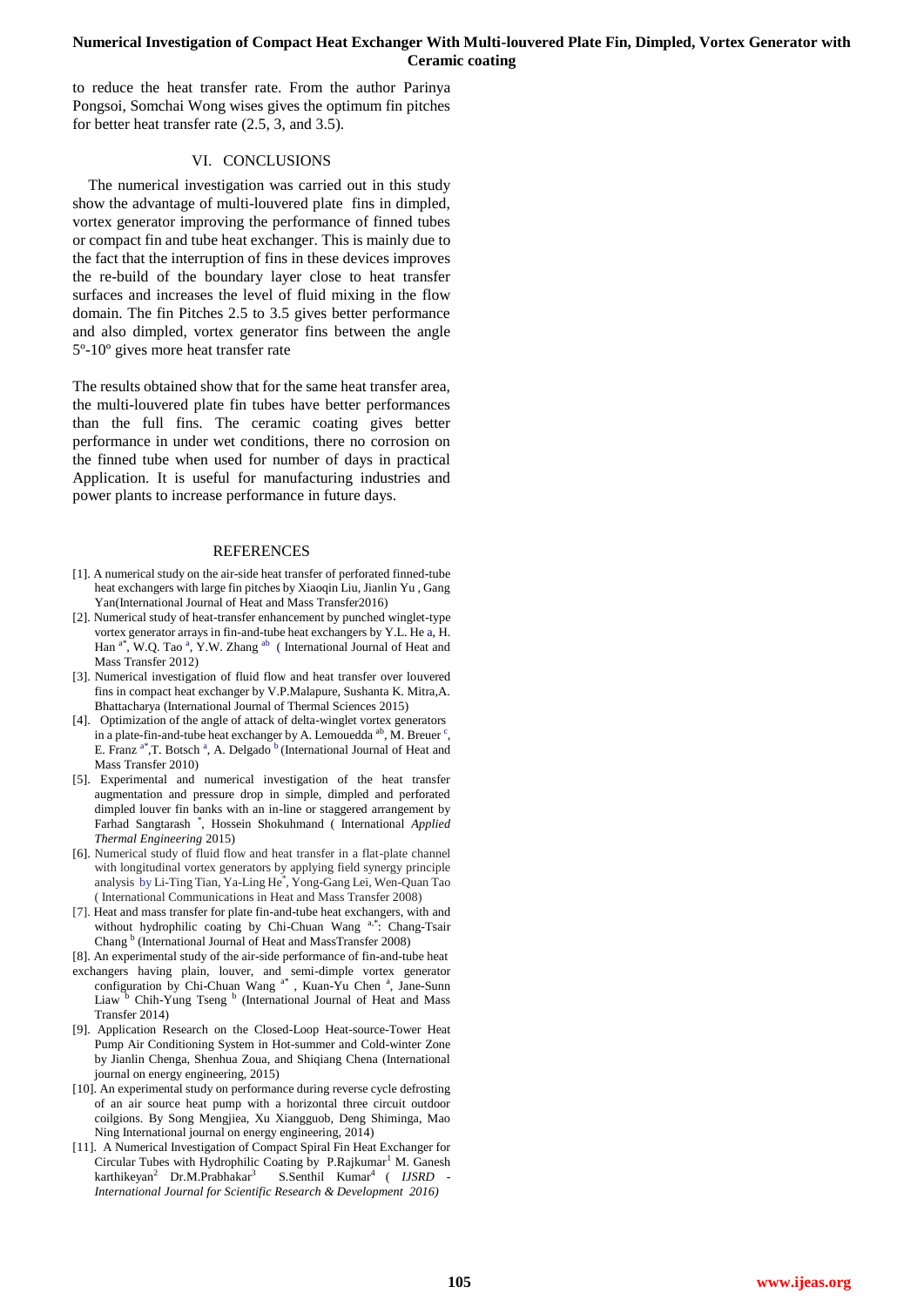to reduce the heat transfer rate. From the author Parinya Pongsoi, Somchai Wong wises gives the optimum fin pitches for better heat transfer rate (2.5, 3, and 3.5).

## VI. CONCLUSIONS

The numerical investigation was carried out in this study show the advantage of multi-louvered plate fins in dimpled, vortex generator improving the performance of finned tubes or compact fin and tube heat exchanger. This is mainly due to the fact that the interruption of fins in these devices improves the re-build of the boundary layer close to heat transfer surfaces and increases the level of fluid mixing in the flow domain. The fin Pitches 2.5 to 3.5 gives better performance and also dimpled, vortex generator fins between the angle 5º-10º gives more heat transfer rate

The results obtained show that for the same heat transfer area, the multi-louvered plate fin tubes have better performances than the full fins. The ceramic coating gives better performance in under wet conditions, there no corrosion on the finned tube when used for number of days in practical Application. It is useful for manufacturing industries and power plants to increase performance in future days.

## REFERENCES

[1]. A numerical study on the air-side heat transfer of perforated finned-tube heat exchangers with large fin pitches by Xiaoqin Liu, Jianlin Yu , Gang Yan(International Journal of Heat and Mass Transfer2016)

[2]. Numerical study of heat-transfer enhancement by punched winglet-type vortex generator arrays in fin-and-tube heat exchangers by Y.L. He [a], H. Han [a*], W.Q. Tao [a], Y.W. Zhang [ab] ( International Journal of Heat and Mass Transfer 2012)

[3]. Numerical investigation of fluid flow and heat transfer over louvered fins in compact heat exchanger by V.P.Malapure, Sushanta K. Mitra,A. Bhattacharya (International Journal of Thermal Sciences 2015)

[4]. Optimization of the angle of attack of delta-winglet vortex generators in a plate-fin-and-tube heat exchanger by A. Lemouedda [ab], M. Breuer [c], E. Franz [a*],T. Botsch [a], A. Delgado [b] (International Journal of Heat and Mass Transfer 2010)

[5]. Experimental and numerical investigation of the heat transfer augmentation and pressure drop in simple, dimpled and perforated dimpled louver fin banks with an in-line or staggered arrangement by Farhad Sangtarash [*], Hossein Shokuhmand ( International *Applied Thermal Engineering* 2015)

[6]. Numerical study of fluid flow and heat transfer in a flat-plate channel with longitudinal vortex generators by applying field synergy principle analysis by Li-Ting Tian, Ya-Ling He[*], Yong-Gang Lei, Wen-Quan Tao ( International Communications in Heat and Mass Transfer 2008)

[7]. Heat and mass transfer for plate fin-and-tube heat exchangers, with and without hydrophilic coating by Chi-Chuan Wang [a,*]: Chang-Tsair Chang [b] (International Journal of Heat and MassTransfer 2008)

[8]. An experimental study of the air-side performance of fin-and-tube heat exchangers having plain, louver, and semi-dimple vortex generator configuration by Chi-Chuan Wang [a*] , Kuan-Yu Chen [a], Jane-Sunn Liaw [b] Chih-Yung Tseng [b] (International Journal of Heat and Mass Transfer 2014)

[9]. Application Research on the Closed-Loop Heat-source-Tower Heat Pump Air Conditioning System in Hot-summer and Cold-winter Zone by Jianlin Chenga, Shenhua Zoua, and Shiqiang Chena (International journal on energy engineering, 2015)

[10]. An experimental study on performance during reverse cycle defrosting of an air source heat pump with a horizontal three circuit outdoor coilgions. By Song Mengjiea, Xu Xiangguob, Deng Shiminga, Mao Ning International journal on energy engineering, 2014)

[11]. A Numerical Investigation of Compact Spiral Fin Heat Exchanger for Circular Tubes with Hydrophilic Coating by P.Rajkumar[1] M. Ganesh karthikeyan[2] Dr.M.Prabhakar[3] S.Senthil Kumar[4] ( *IJSRD - International Journal for Scientific Research & Development 2016)*